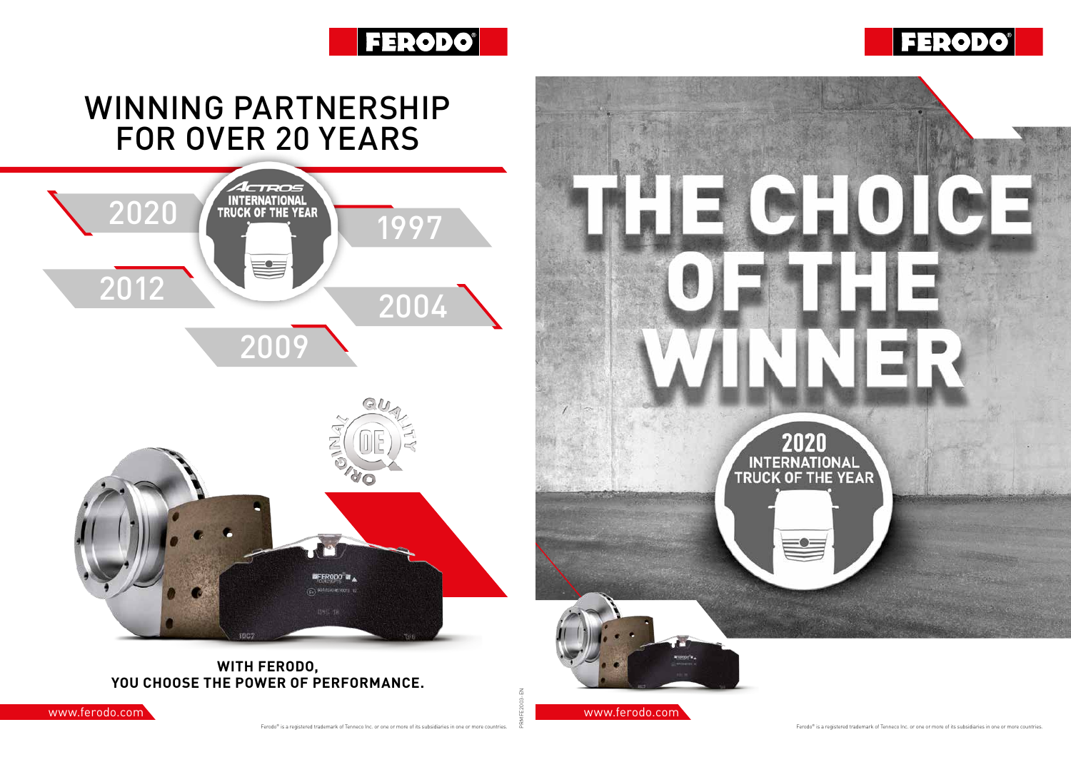FERODO

# WINNING PARTNERSHIP FOR OVER 20 YEARS

ACTROS INTERNATIONAL TRUCK OF THE YEAR

2020

1997

2012

2004

2009

ORIGINAL OE QUALITY

**WITH FERODO, YOU CHOOSE THE POWER OF PERFORMANCE.**

www.ferodo.com

Ferodo® is a registered trademark of Tenneco Inc. or one or more of its subsidiaries in one or more countries.

PRM-FE2003-EN

FERODO

# THE CHOICE OF THE WINNER

2020 INTERNATIONAL TRUCK OF THE YEAR

www.ferodo.com

Ferodo® is a registered trademark of Tenneco Inc. or one or more of its subsidiaries in one or more countries.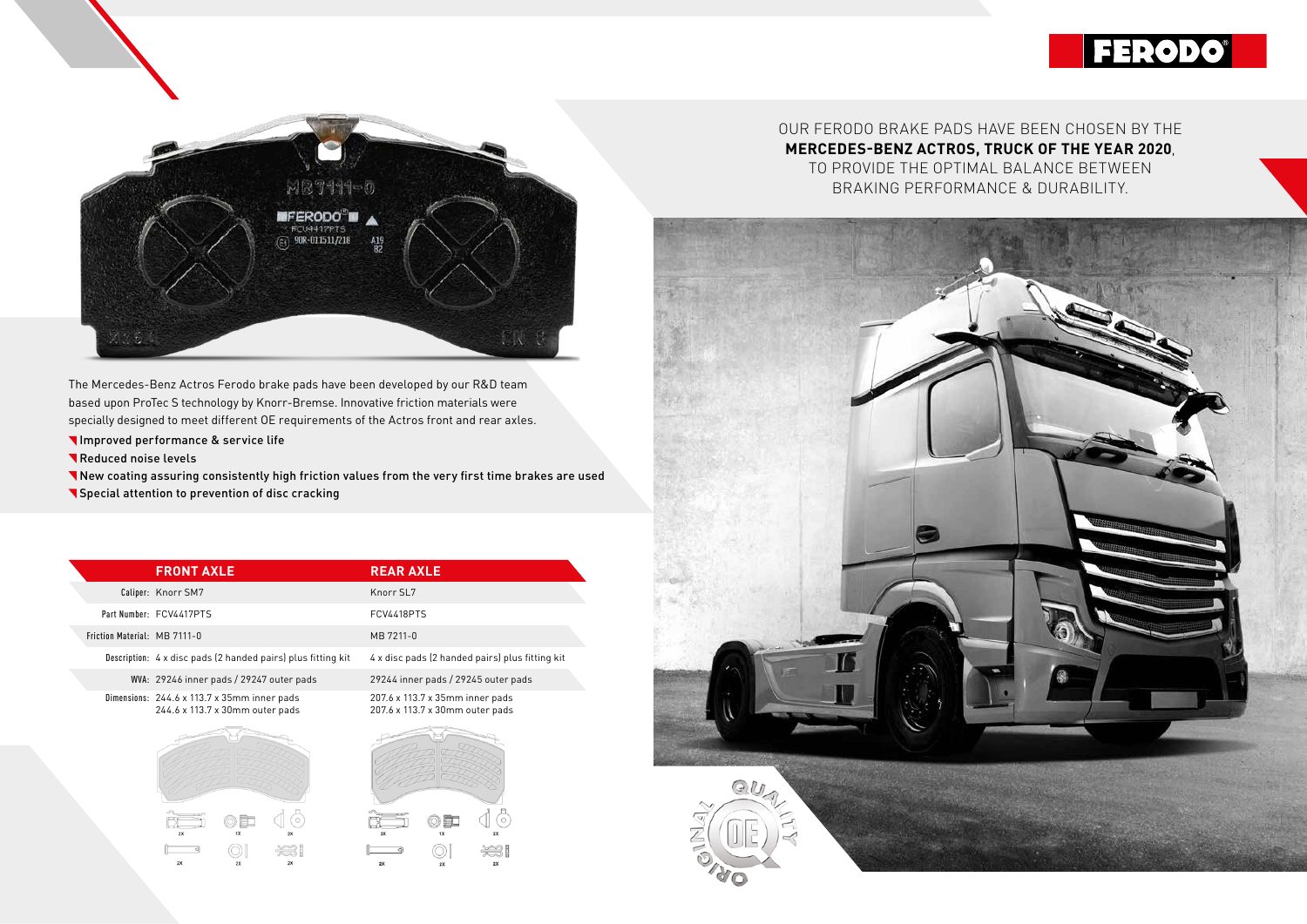OUR FERODO BRAKE PADS HAVE BEEN CHOSEN BY THE **MERCEDES-BENZ ACTROS, TRUCK OF THE YEAR 2020**, TO PROVIDE THE OPTIMAL BALANCE BETWEEN BRAKING PERFORMANCE & DURABILITY.

The Mercedes-Benz Actros Ferodo brake pads have been developed by our R&D team based upon ProTec S technology by Knorr-Bremse. Innovative friction materials were specially designed to meet different OE requirements of the Actros front and rear axles.

- Improved performance & service life
- Reduced noise levels
- New coating assuring consistently high friction values from the very first time brakes are used
- Special attention to prevention of disc cracking

| | FRONT AXLE | REAR AXLE |
|---|---|---|
| Caliper: | Knorr SM7 | Knorr SL7 |
| Part Number: | FCV4417PTS | FCV4418PTS |
| Friction Material: | MB 7111-0 | MB 7211-0 |
| Description: | 4 x disc pads (2 handed pairs) plus fitting kit | 4 x disc pads (2 handed pairs) plus fitting kit |
| WVA: | 29246 inner pads / 29247 outer pads | 29244 inner pads / 29245 outer pads |
| Dimensions: | 244.6 x 113.7 x 35mm inner pads<br>244.6 x 113.7 x 30mm outer pads | 207.6 x 113.7 x 35mm inner pads<br>207.6 x 113.7 x 30mm outer pads |